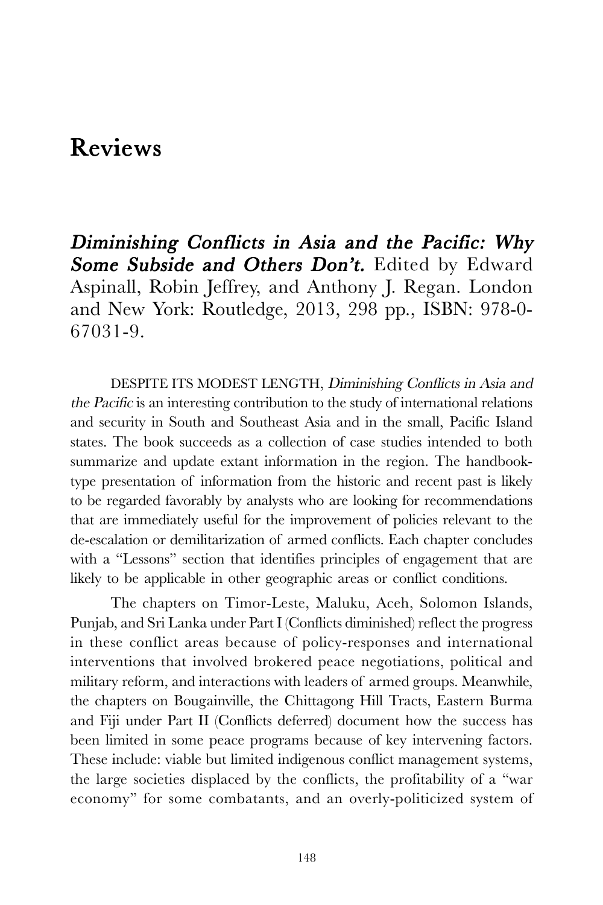# Reviews

***Diminishing Conflicts in Asia and the Pacific: Why Some Subside and Others Don't.*** Edited by Edward Aspinall, Robin Jeffrey, and Anthony J. Regan. London and New York: Routledge, 2013, 298 pp., ISBN: 978-0-67031-9.

DESPITE ITS MODEST LENGTH, *Diminishing Conflicts in Asia and the Pacific* is an interesting contribution to the study of international relations and security in South and Southeast Asia and in the small, Pacific Island states. The book succeeds as a collection of case studies intended to both summarize and update extant information in the region. The handbook-type presentation of information from the historic and recent past is likely to be regarded favorably by analysts who are looking for recommendations that are immediately useful for the improvement of policies relevant to the de-escalation or demilitarization of armed conflicts. Each chapter concludes with a "Lessons" section that identifies principles of engagement that are likely to be applicable in other geographic areas or conflict conditions.

The chapters on Timor-Leste, Maluku, Aceh, Solomon Islands, Punjab, and Sri Lanka under Part I (Conflicts diminished) reflect the progress in these conflict areas because of policy-responses and international interventions that involved brokered peace negotiations, political and military reform, and interactions with leaders of armed groups. Meanwhile, the chapters on Bougainville, the Chittagong Hill Tracts, Eastern Burma and Fiji under Part II (Conflicts deferred) document how the success has been limited in some peace programs because of key intervening factors. These include: viable but limited indigenous conflict management systems, the large societies displaced by the conflicts, the profitability of a "war economy" for some combatants, and an overly-politicized system of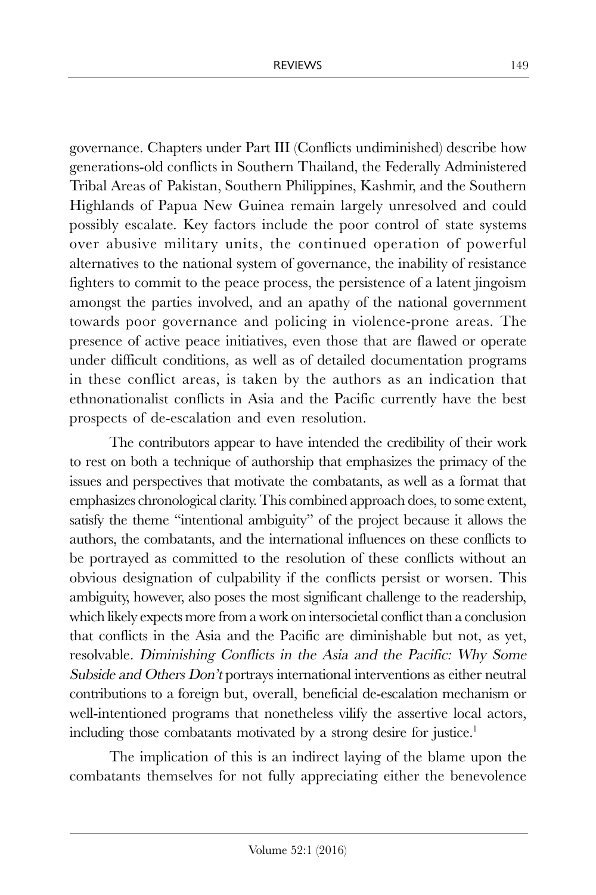governance. Chapters under Part III (Conflicts undiminished) describe how generations-old conflicts in Southern Thailand, the Federally Administered Tribal Areas of Pakistan, Southern Philippines, Kashmir, and the Southern Highlands of Papua New Guinea remain largely unresolved and could possibly escalate. Key factors include the poor control of state systems over abusive military units, the continued operation of powerful alternatives to the national system of governance, the inability of resistance fighters to commit to the peace process, the persistence of a latent jingoism amongst the parties involved, and an apathy of the national government towards poor governance and policing in violence-prone areas. The presence of active peace initiatives, even those that are flawed or operate under difficult conditions, as well as of detailed documentation programs in these conflict areas, is taken by the authors as an indication that ethnonationalist conflicts in Asia and the Pacific currently have the best prospects of de-escalation and even resolution.

The contributors appear to have intended the credibility of their work to rest on both a technique of authorship that emphasizes the primacy of the issues and perspectives that motivate the combatants, as well as a format that emphasizes chronological clarity. This combined approach does, to some extent, satisfy the theme "intentional ambiguity" of the project because it allows the authors, the combatants, and the international influences on these conflicts to be portrayed as committed to the resolution of these conflicts without an obvious designation of culpability if the conflicts persist or worsen. This ambiguity, however, also poses the most significant challenge to the readership, which likely expects more from a work on intersocietal conflict than a conclusion that conflicts in the Asia and the Pacific are diminishable but not, as yet, resolvable. *Diminishing Conflicts in the Asia and the Pacific: Why Some Subside and Others Don't* portrays international interventions as either neutral contributions to a foreign but, overall, beneficial de-escalation mechanism or well-intentioned programs that nonetheless vilify the assertive local actors, including those combatants motivated by a strong desire for justice.[1]

The implication of this is an indirect laying of the blame upon the combatants themselves for not fully appreciating either the benevolence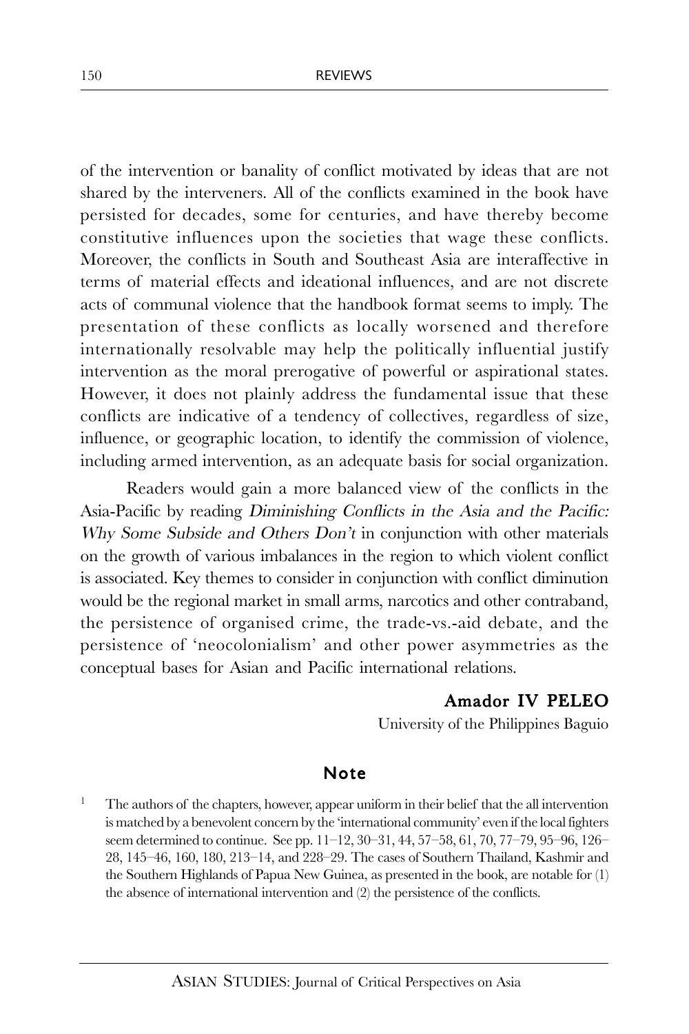of the intervention or banality of conflict motivated by ideas that are not shared by the interveners. All of the conflicts examined in the book have persisted for decades, some for centuries, and have thereby become constitutive influences upon the societies that wage these conflicts. Moreover, the conflicts in South and Southeast Asia are interaffective in terms of material effects and ideational influences, and are not discrete acts of communal violence that the handbook format seems to imply. The presentation of these conflicts as locally worsened and therefore internationally resolvable may help the politically influential justify intervention as the moral prerogative of powerful or aspirational states. However, it does not plainly address the fundamental issue that these conflicts are indicative of a tendency of collectives, regardless of size, influence, or geographic location, to identify the commission of violence, including armed intervention, as an adequate basis for social organization.

Readers would gain a more balanced view of the conflicts in the Asia-Pacific by reading *Diminishing Conflicts in the Asia and the Pacific: Why Some Subside and Others Don't* in conjunction with other materials on the growth of various imbalances in the region to which violent conflict is associated. Key themes to consider in conjunction with conflict diminution would be the regional market in small arms, narcotics and other contraband, the persistence of organised crime, the trade-vs.-aid debate, and the persistence of 'neocolonialism' and other power asymmetries as the conceptual bases for Asian and Pacific international relations.

**Amador IV PELEO**
University of the Philippines Baguio

## Note

[1] The authors of the chapters, however, appear uniform in their belief that the all intervention is matched by a benevolent concern by the 'international community' even if the local fighters seem determined to continue. See pp. 11–12, 30–31, 44, 57–58, 61, 70, 77–79, 95–96, 126–28, 145–46, 160, 180, 213–14, and 228–29. The cases of Southern Thailand, Kashmir and the Southern Highlands of Papua New Guinea, as presented in the book, are notable for (1) the absence of international intervention and (2) the persistence of the conflicts.